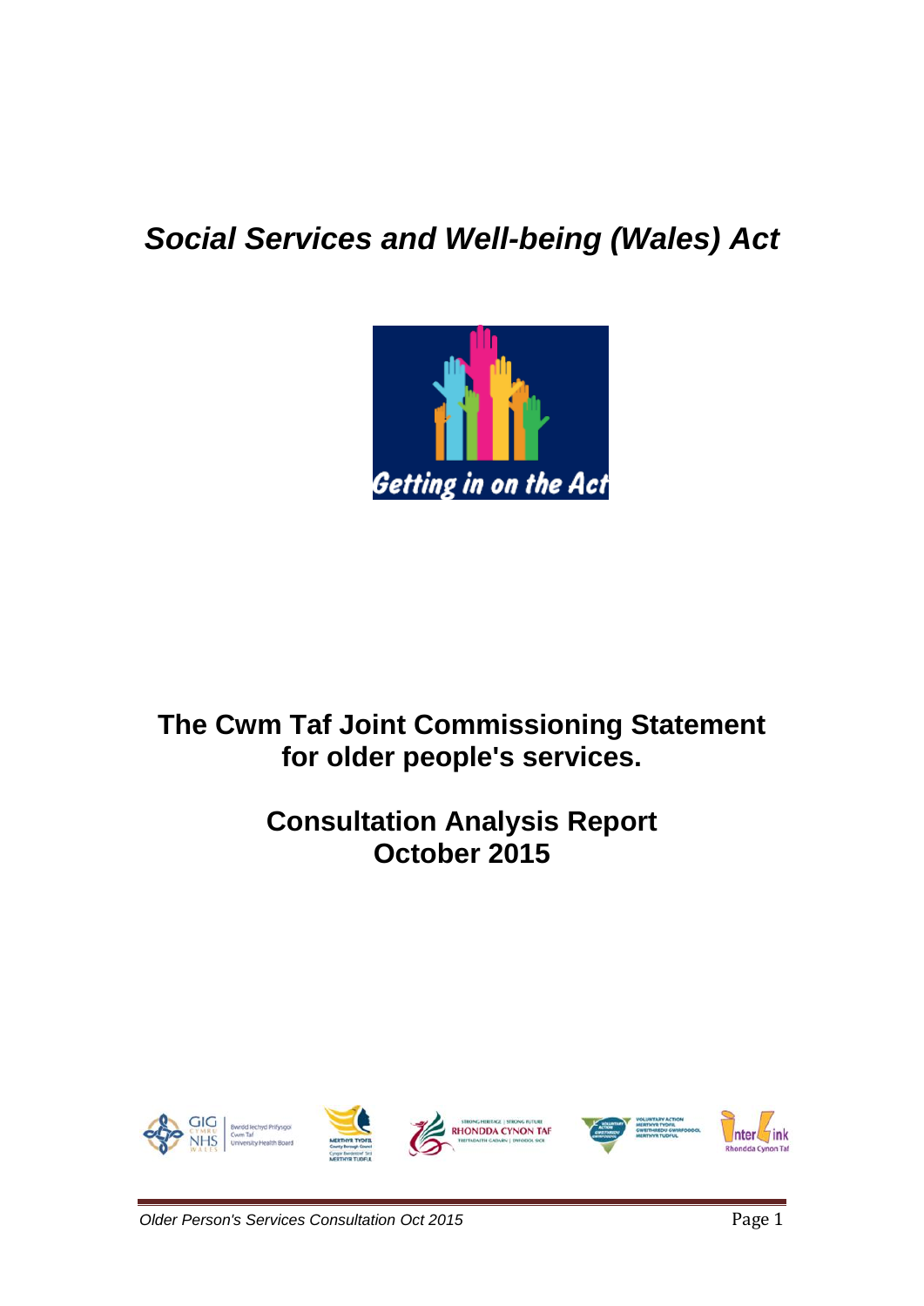# *Social Services and Well-being (Wales) Act*

## The Cwm Taf Joint Commissioning Statement for older people's services.

## Consultation Analysis Report October 2015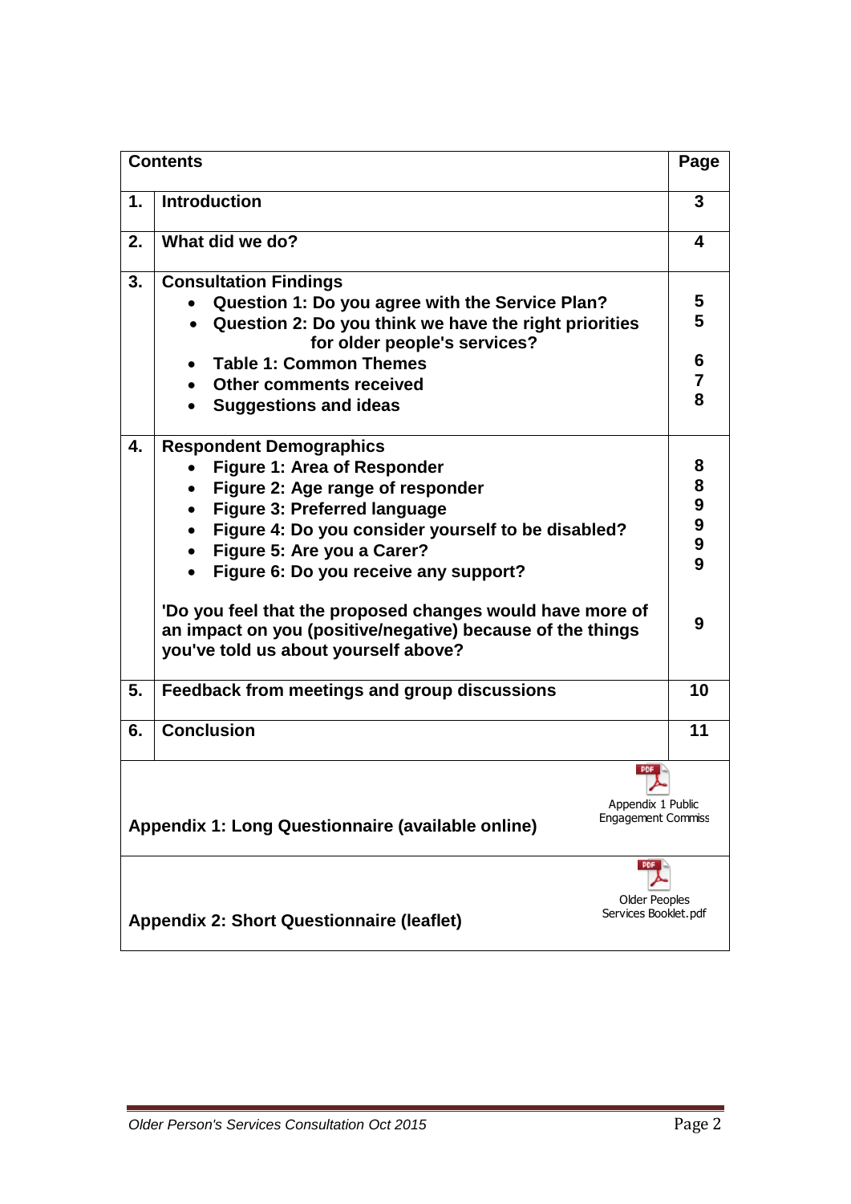| Contents | | Page |
|---|---|---|
| 1. | Introduction | 3 |
| 2. | What did we do? | 4 |
| 3. | Consultation Findings<br>• Question 1: Do you agree with the Service Plan?<br>• Question 2: Do you think we have the right priorities for older people's services?<br>• Table 1: Common Themes<br>• Other comments received<br>• Suggestions and ideas | <br>5<br>5<br><br>6<br>7<br>8 |
| 4. | Respondent Demographics<br>• Figure 1: Area of Responder<br>• Figure 2: Age range of responder<br>• Figure 3: Preferred language<br>• Figure 4: Do you consider yourself to be disabled?<br>• Figure 5: Are you a Carer?<br>• Figure 6: Do you receive any support?<br><br>'Do you feel that the proposed changes would have more of an impact on you (positive/negative) because of the things you've told us about yourself above? | <br>8<br>8<br>9<br>9<br>9<br>9<br><br>9 |
| 5. | Feedback from meetings and group discussions | 10 |
| 6. | Conclusion | 11 |
| Appendix 1: Long Questionnaire (available online) | | Appendix 1 Public Engagement Commiss |
| Appendix 2: Short Questionnaire (leaflet) | | Older Peoples Services Booklet.pdf |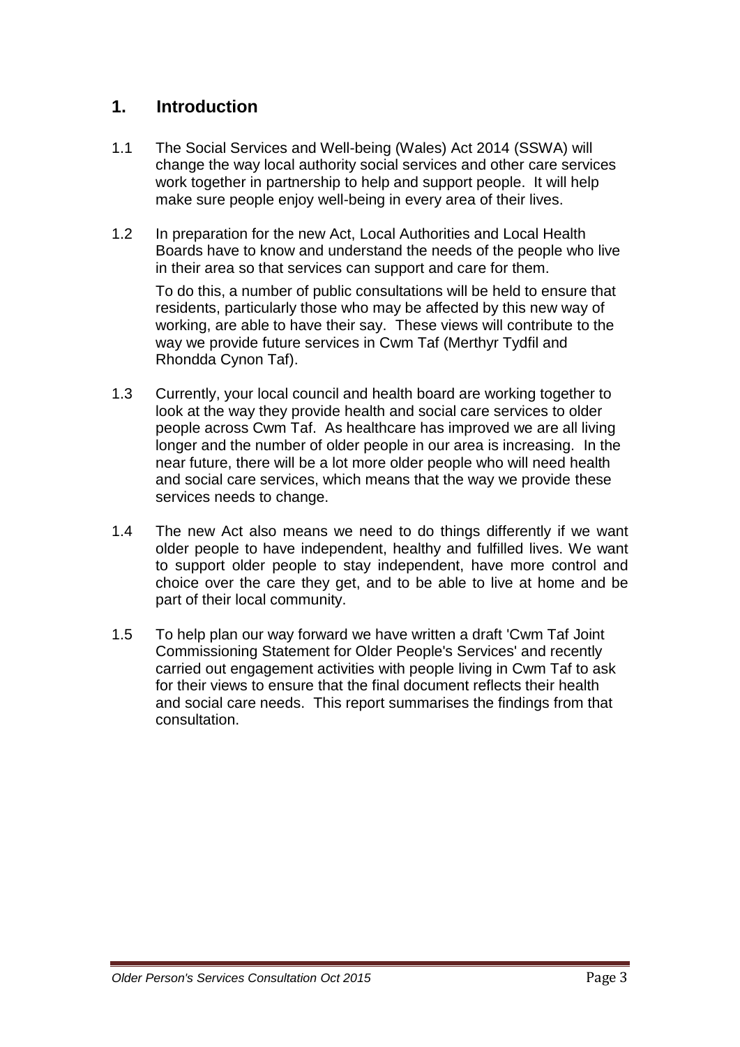## 1. Introduction

1.1 The Social Services and Well-being (Wales) Act 2014 (SSWA) will change the way local authority social services and other care services work together in partnership to help and support people. It will help make sure people enjoy well-being in every area of their lives.

1.2 In preparation for the new Act, Local Authorities and Local Health Boards have to know and understand the needs of the people who live in their area so that services can support and care for them.

To do this, a number of public consultations will be held to ensure that residents, particularly those who may be affected by this new way of working, are able to have their say. These views will contribute to the way we provide future services in Cwm Taf (Merthyr Tydfil and Rhondda Cynon Taf).

1.3 Currently, your local council and health board are working together to look at the way they provide health and social care services to older people across Cwm Taf. As healthcare has improved we are all living longer and the number of older people in our area is increasing. In the near future, there will be a lot more older people who will need health and social care services, which means that the way we provide these services needs to change.

1.4 The new Act also means we need to do things differently if we want older people to have independent, healthy and fulfilled lives. We want to support older people to stay independent, have more control and choice over the care they get, and to be able to live at home and be part of their local community.

1.5 To help plan our way forward we have written a draft 'Cwm Taf Joint Commissioning Statement for Older People's Services' and recently carried out engagement activities with people living in Cwm Taf to ask for their views to ensure that the final document reflects their health and social care needs. This report summarises the findings from that consultation.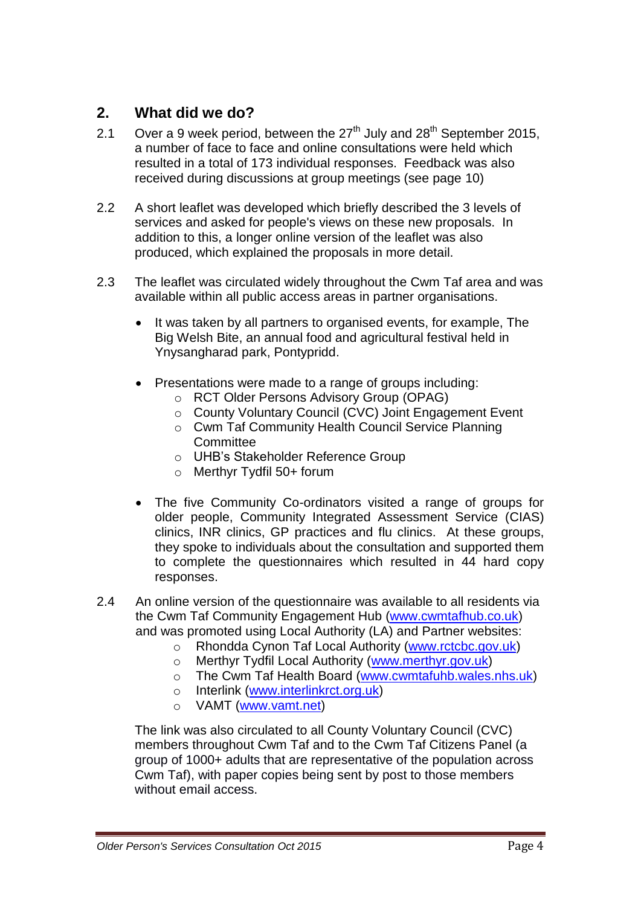## 2. What did we do?

2.1 Over a 9 week period, between the 27th July and 28th September 2015, a number of face to face and online consultations were held which resulted in a total of 173 individual responses. Feedback was also received during discussions at group meetings (see page 10)

2.2 A short leaflet was developed which briefly described the 3 levels of services and asked for people's views on these new proposals. In addition to this, a longer online version of the leaflet was also produced, which explained the proposals in more detail.

2.3 The leaflet was circulated widely throughout the Cwm Taf area and was available within all public access areas in partner organisations.

- It was taken by all partners to organised events, for example, The Big Welsh Bite, an annual food and agricultural festival held in Ynysangharad park, Pontypridd.
- Presentations were made to a range of groups including:
  - RCT Older Persons Advisory Group (OPAG)
  - County Voluntary Council (CVC) Joint Engagement Event
  - Cwm Taf Community Health Council Service Planning Committee
  - UHB's Stakeholder Reference Group
  - Merthyr Tydfil 50+ forum
- The five Community Co-ordinators visited a range of groups for older people, Community Integrated Assessment Service (CIAS) clinics, INR clinics, GP practices and flu clinics. At these groups, they spoke to individuals about the consultation and supported them to complete the questionnaires which resulted in 44 hard copy responses.

2.4 An online version of the questionnaire was available to all residents via the Cwm Taf Community Engagement Hub (www.cwmtafhub.co.uk) and was promoted using Local Authority (LA) and Partner websites:

- Rhondda Cynon Taf Local Authority (www.rctcbc.gov.uk)
- Merthyr Tydfil Local Authority (www.merthyr.gov.uk)
- The Cwm Taf Health Board (www.cwmtafuhb.wales.nhs.uk)
- Interlink (www.interlinkrct.org.uk)
- VAMT (www.vamt.net)

The link was also circulated to all County Voluntary Council (CVC) members throughout Cwm Taf and to the Cwm Taf Citizens Panel (a group of 1000+ adults that are representative of the population across Cwm Taf), with paper copies being sent by post to those members without email access.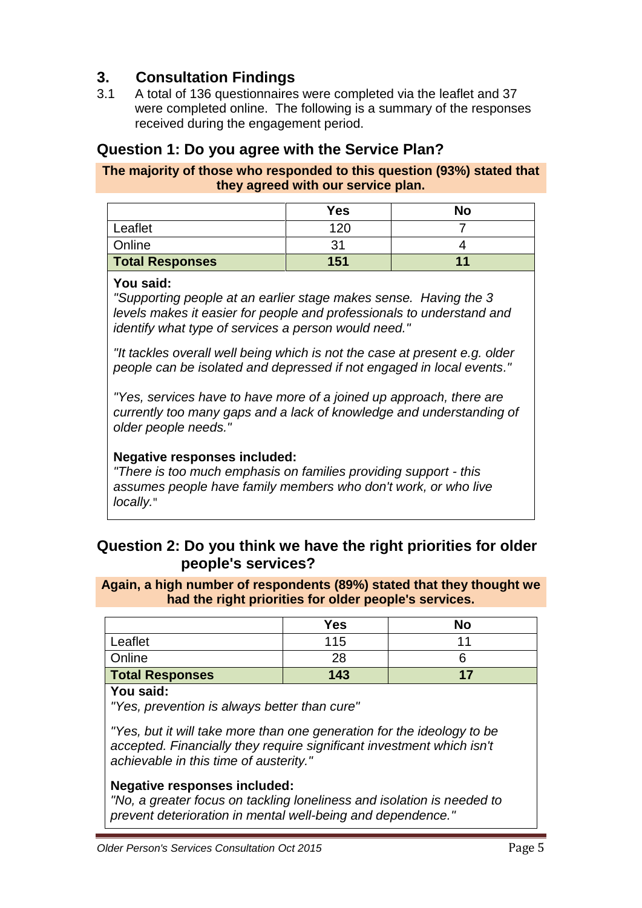## 3. Consultation Findings

3.1 A total of 136 questionnaires were completed via the leaflet and 37 were completed online. The following is a summary of the responses received during the engagement period.

### Question 1: Do you agree with the Service Plan?

**The majority of those who responded to this question (93%) stated that they agreed with our service plan.**

| | Yes | No |
|---|---|---|
| Leaflet | 120 | 7 |
| Online | 31 | 4 |
| **Total Responses** | **151** | **11** |

**You said:**

*"Supporting people at an earlier stage makes sense. Having the 3 levels makes it easier for people and professionals to understand and identify what type of services a person would need."*

*"It tackles overall well being which is not the case at present e.g. older people can be isolated and depressed if not engaged in local events."*

*"Yes, services have to have more of a joined up approach, there are currently too many gaps and a lack of knowledge and understanding of older people needs."*

**Negative responses included:**

*"There is too much emphasis on families providing support - this assumes people have family members who don't work, or who live locally."*

### Question 2: Do you think we have the right priorities for older people's services?

**Again, a high number of respondents (89%) stated that they thought we had the right priorities for older people's services.**

| | Yes | No |
|---|---|---|
| Leaflet | 115 | 11 |
| Online | 28 | 6 |
| **Total Responses** | **143** | **17** |

**You said:**

*"Yes, prevention is always better than cure"*

*"Yes, but it will take more than one generation for the ideology to be accepted. Financially they require significant investment which isn't achievable in this time of austerity."*

**Negative responses included:**

*"No, a greater focus on tackling loneliness and isolation is needed to prevent deterioration in mental well-being and dependence."*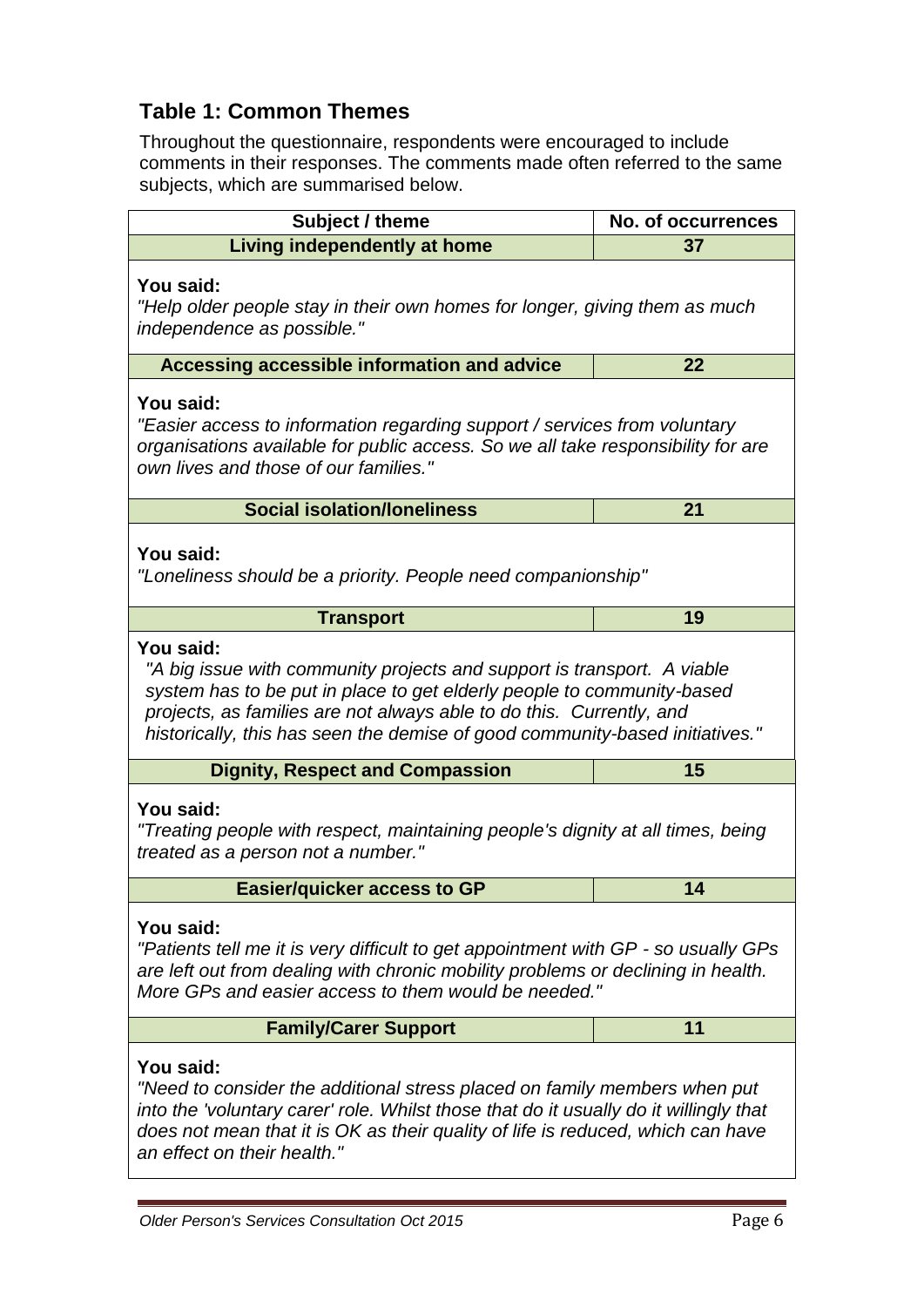## Table 1: Common Themes

Throughout the questionnaire, respondents were encouraged to include comments in their responses. The comments made often referred to the same subjects, which are summarised below.

| Subject / theme | No. of occurrences |
|---|---|
| **Living independently at home** | **37** |
| **You said:** *"Help older people stay in their own homes for longer, giving them as much independence as possible."* | |
| **Accessing accessible information and advice** | **22** |
| **You said:** *"Easier access to information regarding support / services from voluntary organisations available for public access. So we all take responsibility for are own lives and those of our families."* | |
| **Social isolation/loneliness** | **21** |
| **You said:** *"Loneliness should be a priority. People need companionship"* | |
| **Transport** | **19** |
| **You said:** *"A big issue with community projects and support is transport. A viable system has to be put in place to get elderly people to community-based projects, as families are not always able to do this. Currently, and historically, this has seen the demise of good community-based initiatives."* | |
| **Dignity, Respect and Compassion** | **15** |
| **You said:** *"Treating people with respect, maintaining people's dignity at all times, being treated as a person not a number."* | |
| **Easier/quicker access to GP** | **14** |
| **You said:** *"Patients tell me it is very difficult to get appointment with GP - so usually GPs are left out from dealing with chronic mobility problems or declining in health. More GPs and easier access to them would be needed."* | |
| **Family/Carer Support** | **11** |
| **You said:** *"Need to consider the additional stress placed on family members when put into the 'voluntary carer' role. Whilst those that do it usually do it willingly that does not mean that it is OK as their quality of life is reduced, which can have an effect on their health."* | |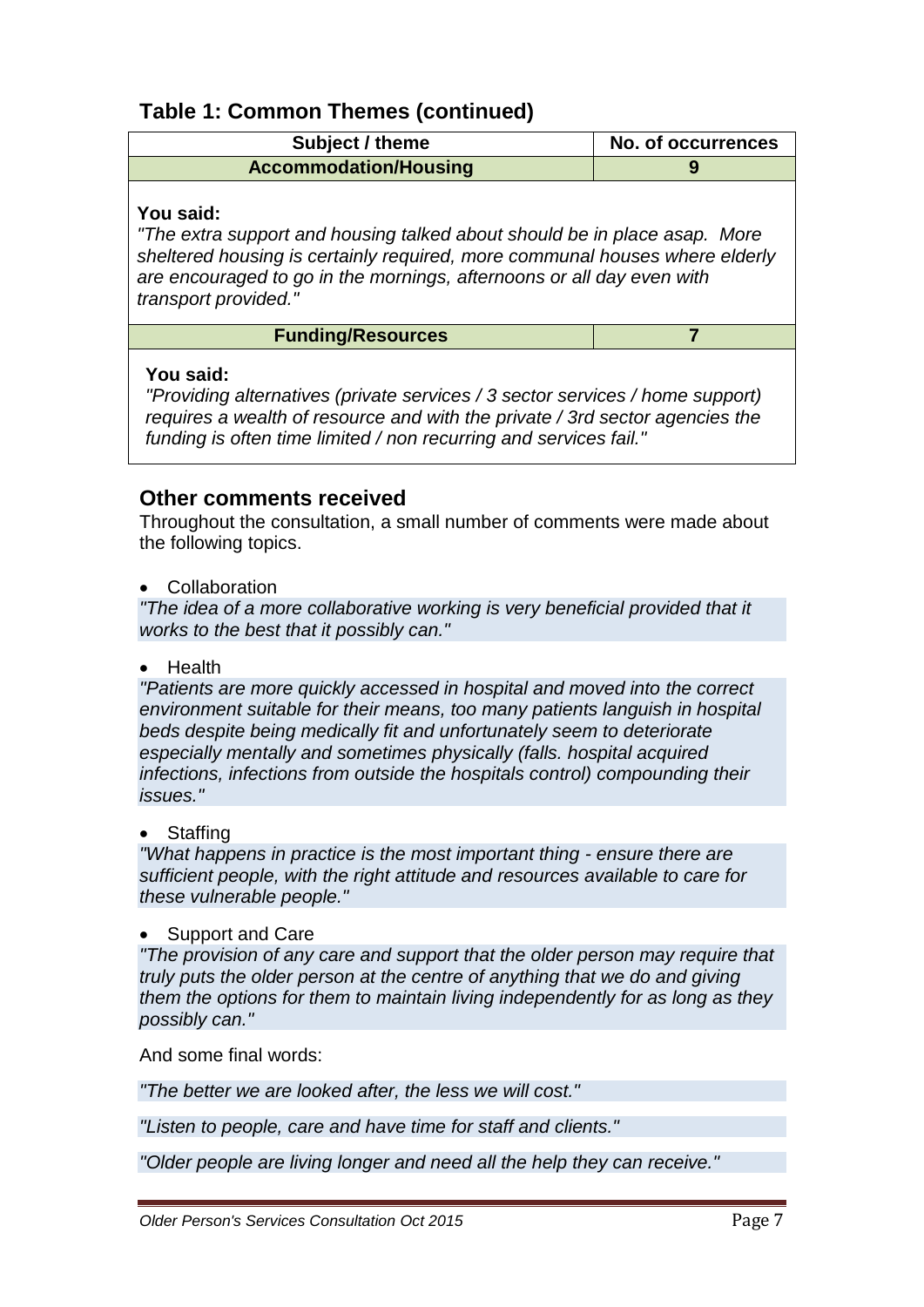## Table 1: Common Themes (continued)

| Subject / theme | No. of occurrences |
|---|---|
| **Accommodation/Housing** | **9** |
| **You said:** *"The extra support and housing talked about should be in place asap. More sheltered housing is certainly required, more communal houses where elderly are encouraged to go in the mornings, afternoons or all day even with transport provided."* | |
| **Funding/Resources** | **7** |
| **You said:** *"Providing alternatives (private services / 3 sector services / home support) requires a wealth of resource and with the private / 3rd sector agencies the funding is often time limited / non recurring and services fail."* | |

## Other comments received

Throughout the consultation, a small number of comments were made about the following topics.

- Collaboration

*"The idea of a more collaborative working is very beneficial provided that it works to the best that it possibly can."*

- Health

*"Patients are more quickly accessed in hospital and moved into the correct environment suitable for their means, too many patients languish in hospital beds despite being medically fit and unfortunately seem to deteriorate especially mentally and sometimes physically (falls. hospital acquired infections, infections from outside the hospitals control) compounding their issues."*

- Staffing

*"What happens in practice is the most important thing - ensure there are sufficient people, with the right attitude and resources available to care for these vulnerable people."*

- Support and Care

*"The provision of any care and support that the older person may require that truly puts the older person at the centre of anything that we do and giving them the options for them to maintain living independently for as long as they possibly can."*

And some final words:

*"The better we are looked after, the less we will cost."*

*"Listen to people, care and have time for staff and clients."*

*"Older people are living longer and need all the help they can receive."*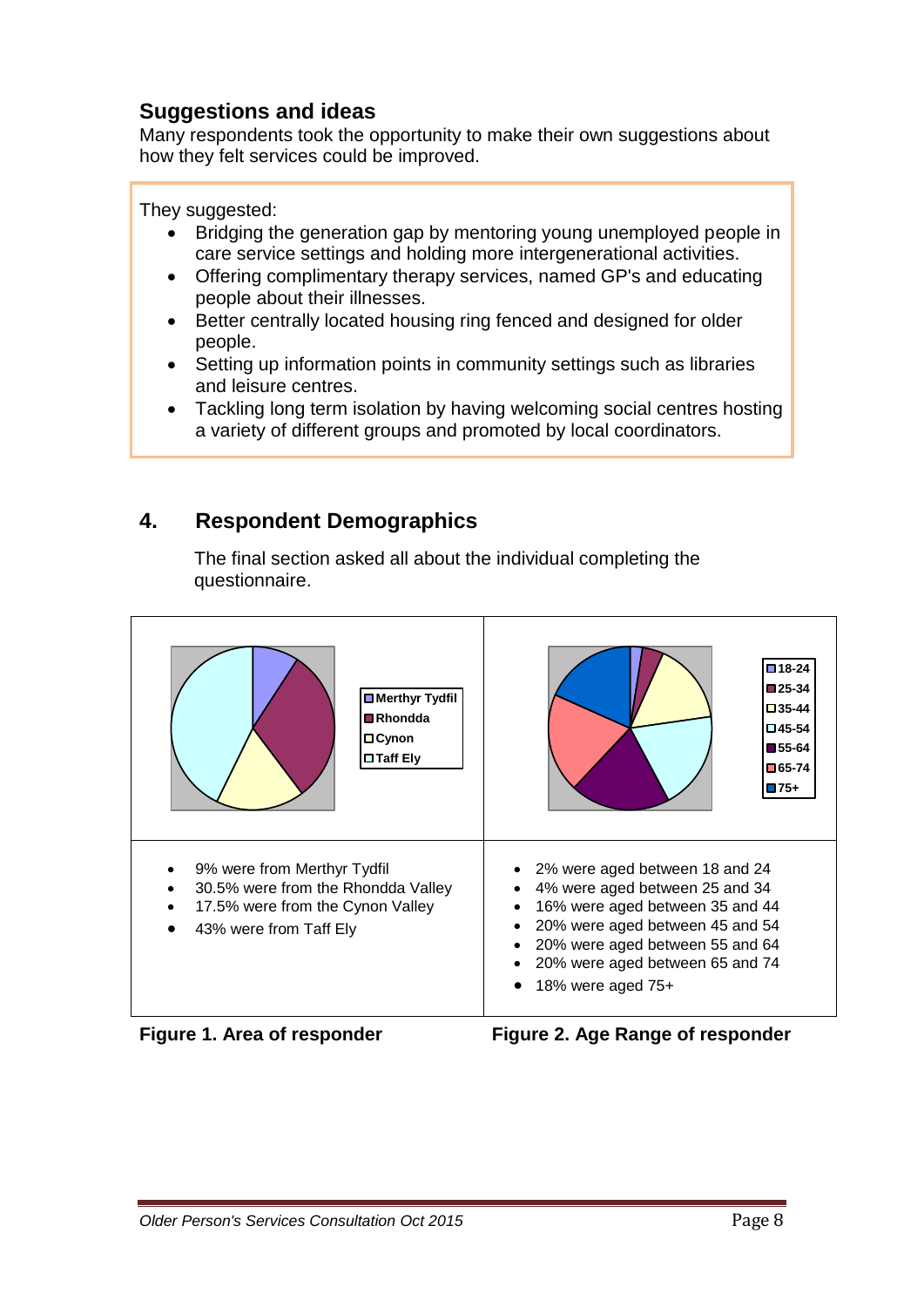## Suggestions and ideas

Many respondents took the opportunity to make their own suggestions about how they felt services could be improved.

They suggested:

- Bridging the generation gap by mentoring young unemployed people in care service settings and holding more intergenerational activities.
- Offering complimentary therapy services, named GP's and educating people about their illnesses.
- Better centrally located housing ring fenced and designed for older people.
- Setting up information points in community settings such as libraries and leisure centres.
- Tackling long term isolation by having welcoming social centres hosting a variety of different groups and promoted by local coordinators.

## 4. Respondent Demographics

The final section asked all about the individual completing the questionnaire.

- 9% were from Merthyr Tydfil
- 30.5% were from the Rhondda Valley
- 17.5% were from the Cynon Valley
- 43% were from Taff Ely

**Figure 1. Area of responder**

- 2% were aged between 18 and 24
- 4% were aged between 25 and 34
- 16% were aged between 35 and 44
- 20% were aged between 45 and 54
- 20% were aged between 55 and 64
- 20% were aged between 65 and 74
- 18% were aged 75+

**Figure 2. Age Range of responder**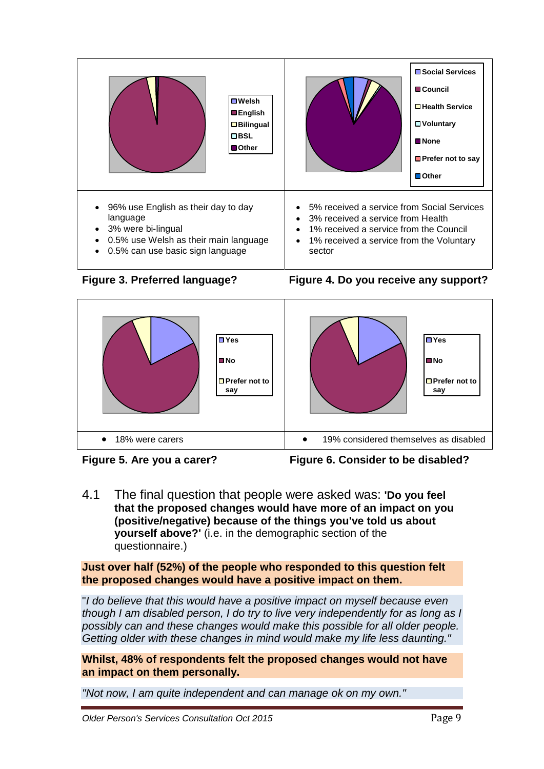- 96% use English as their day to day language
- 3% were bi-lingual
- 0.5% use Welsh as their main language
- 0.5% can use basic sign language

**Figure 3. Preferred language?**

- 5% received a service from Social Services
- 3% received a service from Health
- 1% received a service from the Council
- 1% received a service from the Voluntary sector

**Figure 4. Do you receive any support?**

- 18% were carers

**Figure 5. Are you a carer?**

- 19% considered themselves as disabled

**Figure 6. Consider to be disabled?**

4.1 The final question that people were asked was: **'Do you feel that the proposed changes would have more of an impact on you (positive/negative) because of the things you've told us about yourself above?'** (i.e. in the demographic section of the questionnaire.)

**Just over half (52%) of the people who responded to this question felt the proposed changes would have a positive impact on them.**

"*I do believe that this would have a positive impact on myself because even though I am disabled person, I do try to live very independently for as long as I possibly can and these changes would make this possible for all older people. Getting older with these changes in mind would make my life less daunting."*

**Whilst, 48% of respondents felt the proposed changes would not have an impact on them personally.**

*"Not now, I am quite independent and can manage ok on my own."*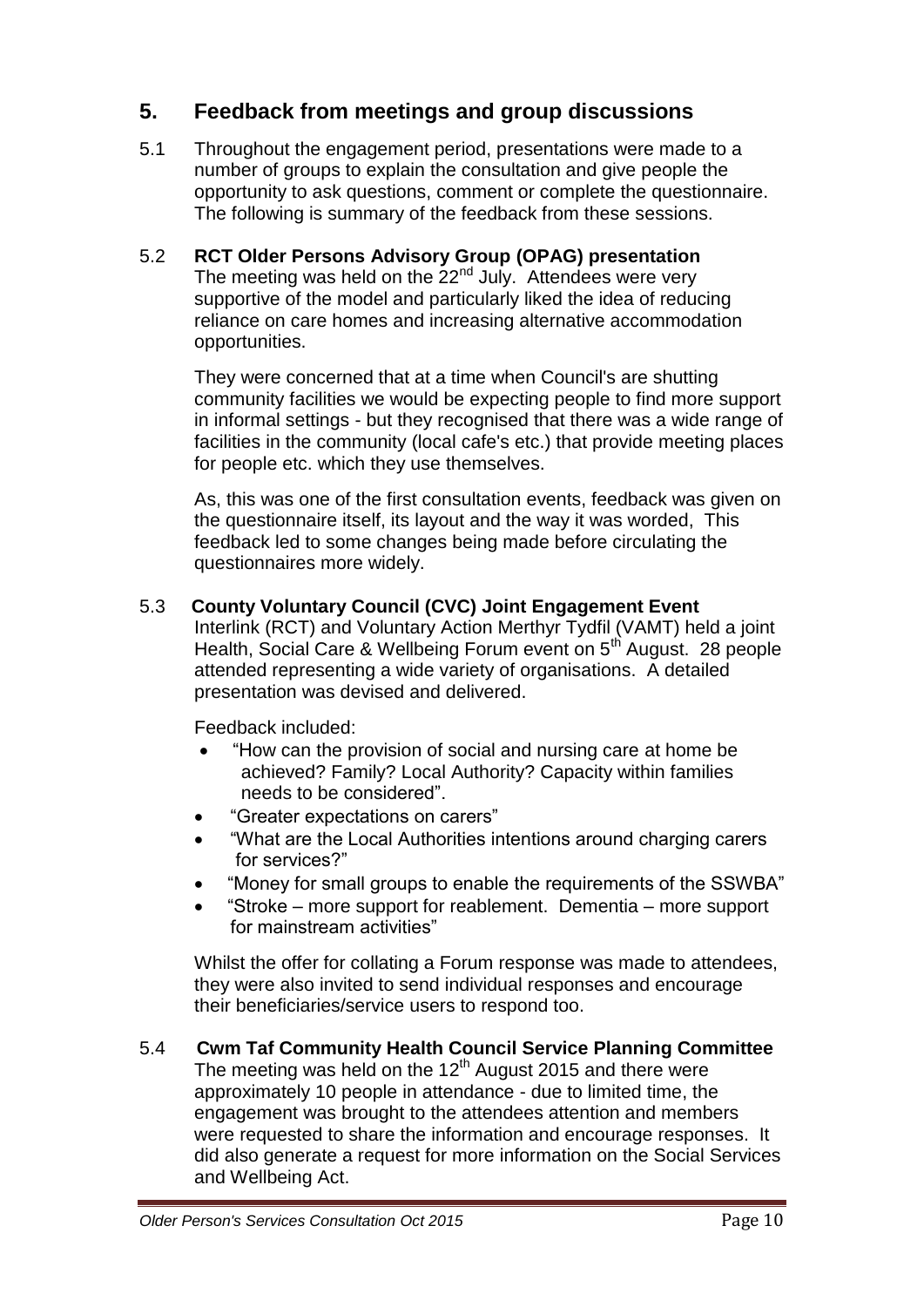## 5. Feedback from meetings and group discussions

5.1 Throughout the engagement period, presentations were made to a number of groups to explain the consultation and give people the opportunity to ask questions, comment or complete the questionnaire. The following is summary of the feedback from these sessions.

5.2 **RCT Older Persons Advisory Group (OPAG) presentation**

The meeting was held on the 22nd July. Attendees were very supportive of the model and particularly liked the idea of reducing reliance on care homes and increasing alternative accommodation opportunities.

They were concerned that at a time when Council's are shutting community facilities we would be expecting people to find more support in informal settings - but they recognised that there was a wide range of facilities in the community (local cafe's etc.) that provide meeting places for people etc. which they use themselves.

As, this was one of the first consultation events, feedback was given on the questionnaire itself, its layout and the way it was worded, This feedback led to some changes being made before circulating the questionnaires more widely.

5.3 **County Voluntary Council (CVC) Joint Engagement Event**

Interlink (RCT) and Voluntary Action Merthyr Tydfil (VAMT) held a joint Health, Social Care & Wellbeing Forum event on 5th August. 28 people attended representing a wide variety of organisations. A detailed presentation was devised and delivered.

Feedback included:

- "How can the provision of social and nursing care at home be achieved? Family? Local Authority? Capacity within families needs to be considered".
- "Greater expectations on carers"
- "What are the Local Authorities intentions around charging carers for services?"
- "Money for small groups to enable the requirements of the SSWBA"
- "Stroke – more support for reablement. Dementia – more support for mainstream activities"

Whilst the offer for collating a Forum response was made to attendees, they were also invited to send individual responses and encourage their beneficiaries/service users to respond too.

5.4 **Cwm Taf Community Health Council Service Planning Committee**

The meeting was held on the 12th August 2015 and there were approximately 10 people in attendance - due to limited time, the engagement was brought to the attendees attention and members were requested to share the information and encourage responses. It did also generate a request for more information on the Social Services and Wellbeing Act.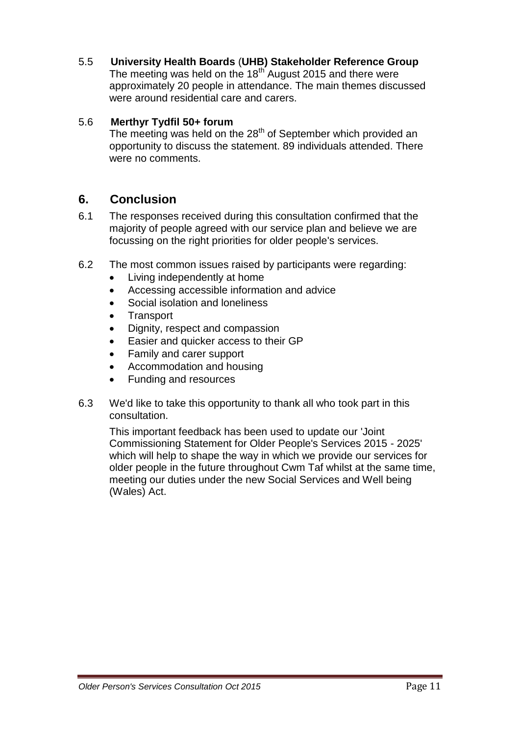5.5 **University Health Boards (UHB) Stakeholder Reference Group**

The meeting was held on the 18th August 2015 and there were approximately 20 people in attendance. The main themes discussed were around residential care and carers.

5.6 **Merthyr Tydfil 50+ forum**

The meeting was held on the 28th of September which provided an opportunity to discuss the statement. 89 individuals attended. There were no comments.

## 6. Conclusion

6.1 The responses received during this consultation confirmed that the majority of people agreed with our service plan and believe we are focussing on the right priorities for older people's services.

6.2 The most common issues raised by participants were regarding:

- Living independently at home
- Accessing accessible information and advice
- Social isolation and loneliness
- Transport
- Dignity, respect and compassion
- Easier and quicker access to their GP
- Family and carer support
- Accommodation and housing
- Funding and resources

6.3 We'd like to take this opportunity to thank all who took part in this consultation.

This important feedback has been used to update our 'Joint Commissioning Statement for Older People's Services 2015 - 2025' which will help to shape the way in which we provide our services for older people in the future throughout Cwm Taf whilst at the same time, meeting our duties under the new Social Services and Well being (Wales) Act.